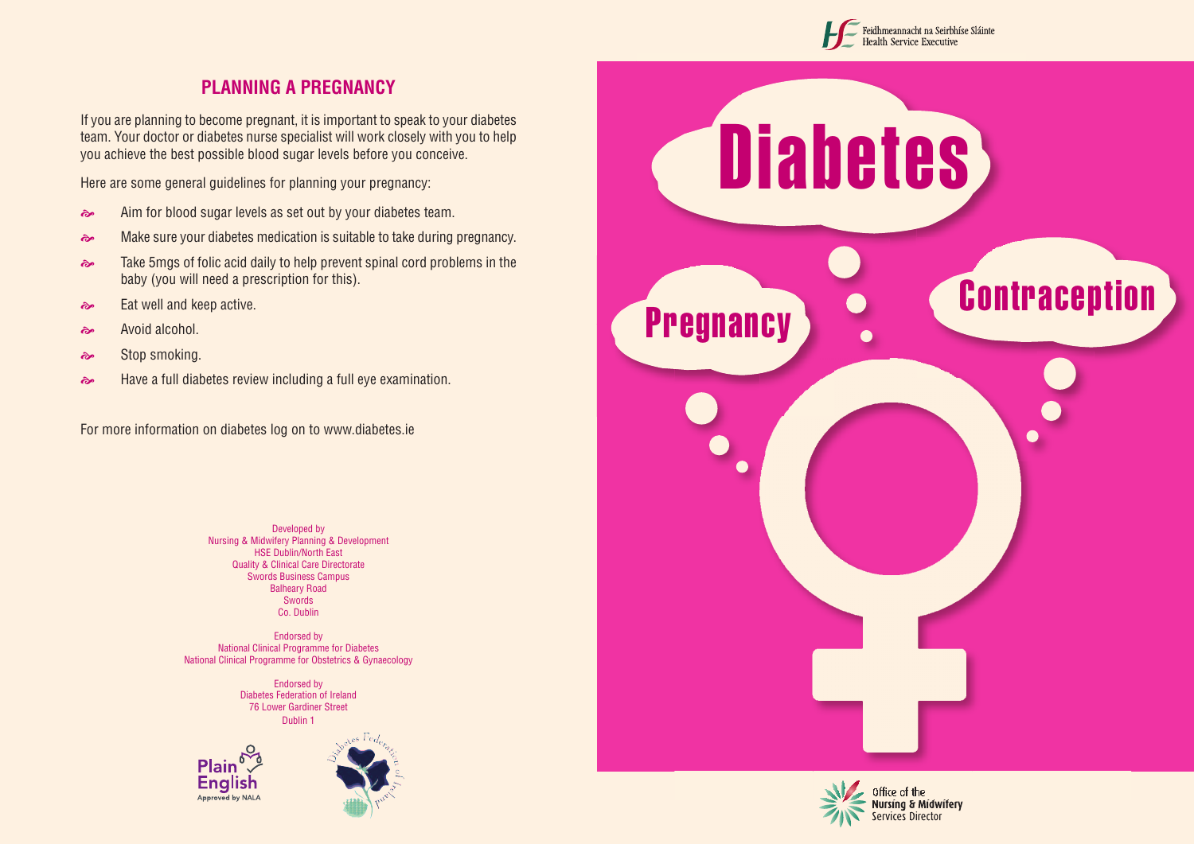## PLANNING A PREGNANCY

If you are planning to become pregnant, it is important to speak to your diabetes team. Your doctor or diabetes nurse specialist will work closely with you to help you achieve the best possible blood sugar levels before you conceive.

Here are some general guidelines for planning your pregnancy:

- Aim for blood sugar levels as set out by your diabetes team.
- Make sure your diabetes medication is suitable to take during pregnancy.
- Take 5mgs of folic acid daily to help prevent spinal cord problems in the baby (you will need a prescription for this).
- Eat well and keep active.
- Avoid alcohol.
- Stop smoking.
- Have a full diabetes review including a full eye examination.

For more information on diabetes log on to www.diabetes.ie

Developed by
Nursing & Midwifery Planning & Development
HSE Dublin/North East
Quality & Clinical Care Directorate
Swords Business Campus
Balheary Road
Swords
Co. Dublin

Endorsed by
National Clinical Programme for Diabetes
National Clinical Programme for Obstetrics & Gynaecology

Endorsed by
Diabetes Federation of Ireland
76 Lower Gardiner Street
Dublin 1

Plain English Approved by NALA

Diabetes Federation of Ireland

Feidhmeannacht na Seirbhíse Sláinte
Health Service Executive

# Diabetes

## Pregnancy

## Contraception

Office of the Nursing & Midwifery Services Director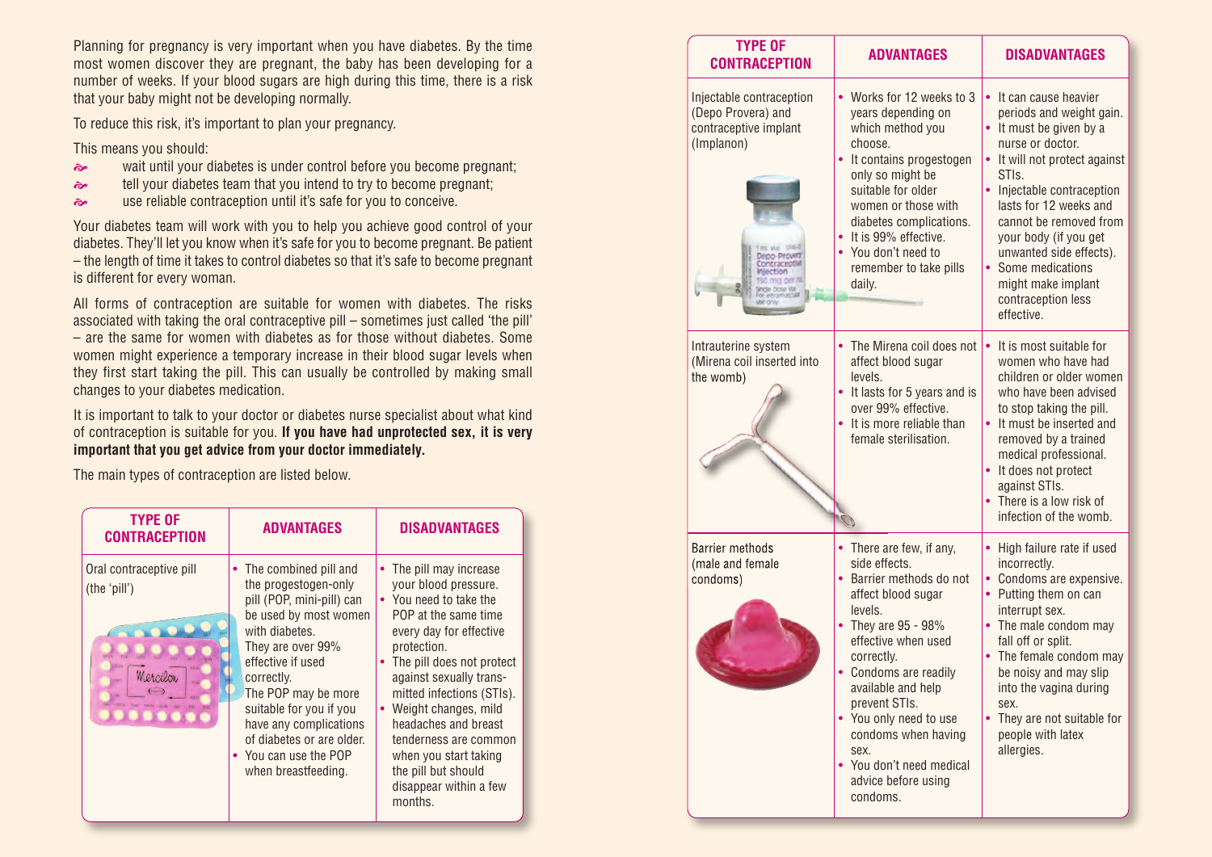Planning for pregnancy is very important when you have diabetes. By the time most women discover they are pregnant, the baby has been developing for a number of weeks. If your blood sugars are high during this time, there is a risk that your baby might not be developing normally.

To reduce this risk, it's important to plan your pregnancy.

This means you should:

- wait until your diabetes is under control before you become pregnant;
- tell your diabetes team that you intend to try to become pregnant;
- use reliable contraception until it's safe for you to conceive.

Your diabetes team will work with you to help you achieve good control of your diabetes. They'll let you know when it's safe for you to become pregnant. Be patient – the length of time it takes to control diabetes so that it's safe to become pregnant is different for every woman.

All forms of contraception are suitable for women with diabetes. The risks associated with taking the oral contraceptive pill – sometimes just called 'the pill' – are the same for women with diabetes as for those without diabetes. Some women might experience a temporary increase in their blood sugar levels when they first start taking the pill. This can usually be controlled by making small changes to your diabetes medication.

It is important to talk to your doctor or diabetes nurse specialist about what kind of contraception is suitable for you. **If you have had unprotected sex, it is very important that you get advice from your doctor immediately.**

The main types of contraception are listed below.

| TYPE OF CONTRACEPTION | ADVANTAGES | DISADVANTAGES |
| --- | --- | --- |
| Oral contraceptive pill (the 'pill') | • The combined pill and the progestogen-only pill (POP, mini-pill) can be used by most women with diabetes. They are over 99% effective if used correctly. The POP may be more suitable for you if you have any complications of diabetes or are older. • You can use the POP when breastfeeding. | • The pill may increase your blood pressure. • You need to take the POP at the same time every day for effective protection. • The pill does not protect against sexually transmitted infections (STIs). • Weight changes, mild headaches and breast tenderness are common when you start taking the pill but should disappear within a few months. |
| Injectable contraception (Depo Provera) and contraceptive implant (Implanon) | • Works for 12 weeks to 3 years depending on which method you choose. • It contains progestogen only so might be suitable for older women or those with diabetes complications. • It is 99% effective. • You don't need to remember to take pills daily. | • It can cause heavier periods and weight gain. • It must be given by a nurse or doctor. • It will not protect against STIs. • Injectable contraception lasts for 12 weeks and cannot be removed from your body (if you get unwanted side effects). • Some medications might make implant contraception less effective. |
| Intrauterine system (Mirena coil inserted into the womb) | • The Mirena coil does not affect blood sugar levels. • It lasts for 5 years and is over 99% effective. • It is more reliable than female sterilisation. | • It is most suitable for women who have had children or older women who have been advised to stop taking the pill. • It must be inserted and removed by a trained medical professional. • It does not protect against STIs. • There is a low risk of infection of the womb. |
| Barrier methods (male and female condoms) | • There are few, if any, side effects. • Barrier methods do not affect blood sugar levels. • They are 95 - 98% effective when used correctly. • Condoms are readily available and help prevent STIs. • You only need to use condoms when having sex. • You don't need medical advice before using condoms. | • High failure rate if used incorrectly. • Condoms are expensive. • Putting them on can interrupt sex. • The male condom may fall off or split. • The female condom may be noisy and may slip into the vagina during sex. • They are not suitable for people with latex allergies. |